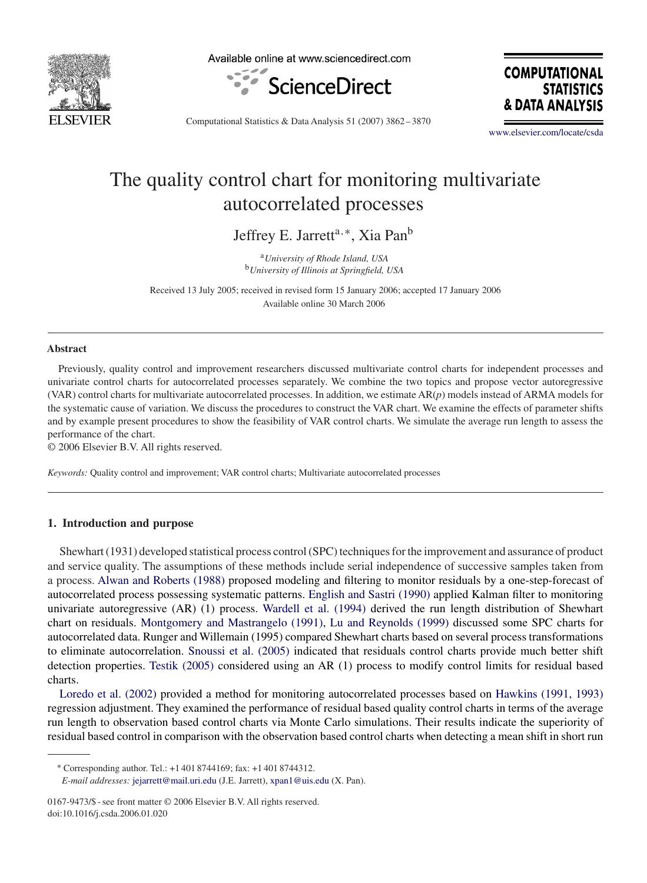# The quality control chart for monitoring multivariate autocorrelated processes

Jeffrey E. Jarrett[a,*], Xia Pan[b]

[a] *University of Rhode Island, USA*
[b] *University of Illinois at Springfield, USA*

Received 13 July 2005; received in revised form 15 January 2006; accepted 17 January 2006
Available online 30 March 2006

## Abstract

Previously, quality control and improvement researchers discussed multivariate control charts for independent processes and univariate control charts for autocorrelated processes separately. We combine the two topics and propose vector autoregressive (VAR) control charts for multivariate autocorrelated processes. In addition, we estimate AR($p$) models instead of ARMA models for the systematic cause of variation. We discuss the procedures to construct the VAR chart. We examine the effects of parameter shifts and by example present procedures to show the feasibility of VAR control charts. We simulate the average run length to assess the performance of the chart.

© 2006 Elsevier B.V. All rights reserved.

*Keywords:* Quality control and improvement; VAR control charts; Multivariate autocorrelated processes

## 1. Introduction and purpose

Shewhart (1931) developed statistical process control (SPC) techniques for the improvement and assurance of product and service quality. The assumptions of these methods include serial independence of successive samples taken from a process. Alwan and Roberts (1988) proposed modeling and filtering to monitor residuals by a one-step-forecast of autocorrelated process possessing systematic patterns. English and Sastri (1990) applied Kalman filter to monitoring univariate autoregressive (AR) (1) process. Wardell et al. (1994) derived the run length distribution of Shewhart chart on residuals. Montgomery and Mastrangelo (1991), Lu and Reynolds (1999) discussed some SPC charts for autocorrelated data. Runger and Willemain (1995) compared Shewhart charts based on several process transformations to eliminate autocorrelation. Snoussi et al. (2005) indicated that residuals control charts provide much better shift detection properties. Testik (2005) considered using an AR (1) process to modify control limits for residual based charts.

Loredo et al. (2002) provided a method for monitoring autocorrelated processes based on Hawkins (1991, 1993) regression adjustment. They examined the performance of residual based quality control charts in terms of the average run length to observation based control charts via Monte Carlo simulations. Their results indicate the superiority of residual based control in comparison with the observation based control charts when detecting a mean shift in short run

---

* Corresponding author. Tel.: +1 401 8744169; fax: +1 401 8744312.
*E-mail addresses:* jejarrett@mail.uri.edu (J.E. Jarrett), xpan1@uis.edu (X. Pan).

0167-9473/$ - see front matter © 2006 Elsevier B.V. All rights reserved.
doi:10.1016/j.csda.2006.01.020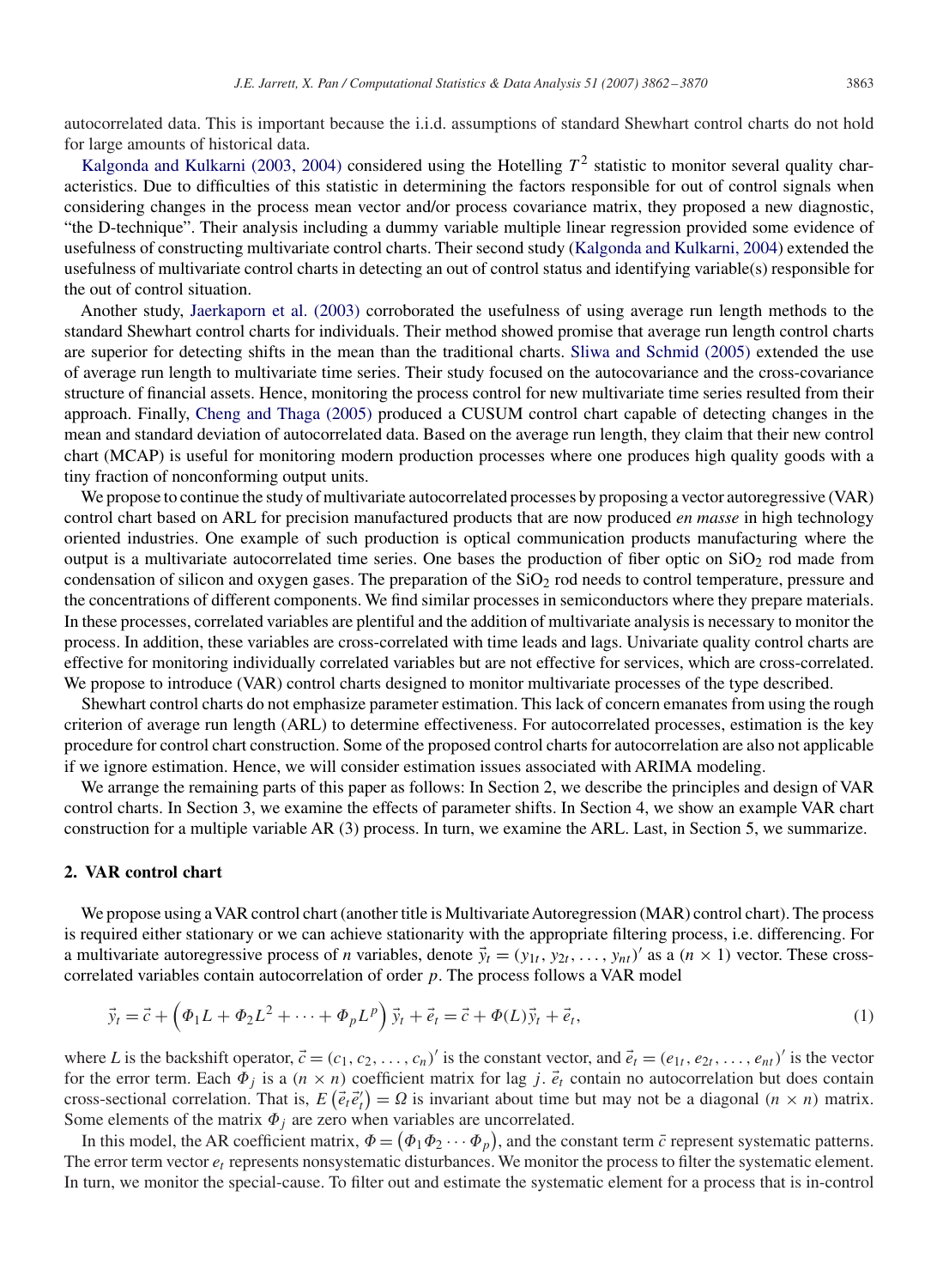autocorrelated data. This is important because the i.i.d. assumptions of standard Shewhart control charts do not hold for large amounts of historical data.

Kalgonda and Kulkarni (2003, 2004) considered using the Hotelling $T^2$ statistic to monitor several quality characteristics. Due to difficulties of this statistic in determining the factors responsible for out of control signals when considering changes in the process mean vector and/or process covariance matrix, they proposed a new diagnostic, "the D-technique". Their analysis including a dummy variable multiple linear regression provided some evidence of usefulness of constructing multivariate control charts. Their second study (Kalgonda and Kulkarni, 2004) extended the usefulness of multivariate control charts in detecting an out of control status and identifying variable(s) responsible for the out of control situation.

Another study, Jaerkaporn et al. (2003) corroborated the usefulness of using average run length methods to the standard Shewhart control charts for individuals. Their method showed promise that average run length control charts are superior for detecting shifts in the mean than the traditional charts. Sliwa and Schmid (2005) extended the use of average run length to multivariate time series. Their study focused on the autocovariance and the cross-covariance structure of financial assets. Hence, monitoring the process control for new multivariate time series resulted from their approach. Finally, Cheng and Thaga (2005) produced a CUSUM control chart capable of detecting changes in the mean and standard deviation of autocorrelated data. Based on the average run length, they claim that their new control chart (MCAP) is useful for monitoring modern production processes where one produces high quality goods with a tiny fraction of nonconforming output units.

We propose to continue the study of multivariate autocorrelated processes by proposing a vector autoregressive (VAR) control chart based on ARL for precision manufactured products that are now produced *en masse* in high technology oriented industries. One example of such production is optical communication products manufacturing where the output is a multivariate autocorrelated time series. One bases the production of fiber optic on $SiO_2$ rod made from condensation of silicon and oxygen gases. The preparation of the $SiO_2$ rod needs to control temperature, pressure and the concentrations of different components. We find similar processes in semiconductors where they prepare materials. In these processes, correlated variables are plentiful and the addition of multivariate analysis is necessary to monitor the process. In addition, these variables are cross-correlated with time leads and lags. Univariate quality control charts are effective for monitoring individually correlated variables but are not effective for services, which are cross-correlated. We propose to introduce (VAR) control charts designed to monitor multivariate processes of the type described.

Shewhart control charts do not emphasize parameter estimation. This lack of concern emanates from using the rough criterion of average run length (ARL) to determine effectiveness. For autocorrelated processes, estimation is the key procedure for control chart construction. Some of the proposed control charts for autocorrelation are also not applicable if we ignore estimation. Hence, we will consider estimation issues associated with ARIMA modeling.

We arrange the remaining parts of this paper as follows: In Section 2, we describe the principles and design of VAR control charts. In Section 3, we examine the effects of parameter shifts. In Section 4, we show an example VAR chart construction for a multiple variable AR (3) process. In turn, we examine the ARL. Last, in Section 5, we summarize.

## 2. VAR control chart

We propose using a VAR control chart (another title is Multivariate Autoregression (MAR) control chart). The process is required either stationary or we can achieve stationarity with the appropriate filtering process, i.e. differencing. For a multivariate autoregressive process of $n$ variables, denote $\vec{y}_t = (y_{1t}, y_{2t}, \ldots, y_{nt})'$ as a $(n \times 1)$ vector. These cross-correlated variables contain autocorrelation of order $p$. The process follows a VAR model

$$\vec{y}_t = \vec{c} + \left(\Phi_1 L + \Phi_2 L^2 + \cdots + \Phi_p L^p\right)\vec{y}_t + \vec{e}_t = \vec{c} + \Phi(L)\vec{y}_t + \vec{e}_t, \tag{1}$$

where $L$ is the backshift operator, $\vec{c} = (c_1, c_2, \ldots, c_n)'$ is the constant vector, and $\vec{e}_t = (e_{1t}, e_{2t}, \ldots, e_{nt})'$ is the vector for the error term. Each $\Phi_j$ is a $(n \times n)$ coefficient matrix for lag $j$. $\vec{e}_t$ contain no autocorrelation but does contain cross-sectional correlation. That is, $E\left(\vec{e}_t \vec{e}_t'\right) = \Omega$ is invariant about time but may not be a diagonal $(n \times n)$ matrix. Some elements of the matrix $\Phi_j$ are zero when variables are uncorrelated.

In this model, the AR coefficient matrix, $\Phi = \left(\Phi_1 \Phi_2 \cdots \Phi_p\right)$, and the constant term $\vec{c}$ represent systematic patterns. The error term vector $e_t$ represents nonsystematic disturbances. We monitor the process to filter the systematic element. In turn, we monitor the special-cause. To filter out and estimate the systematic element for a process that is in-control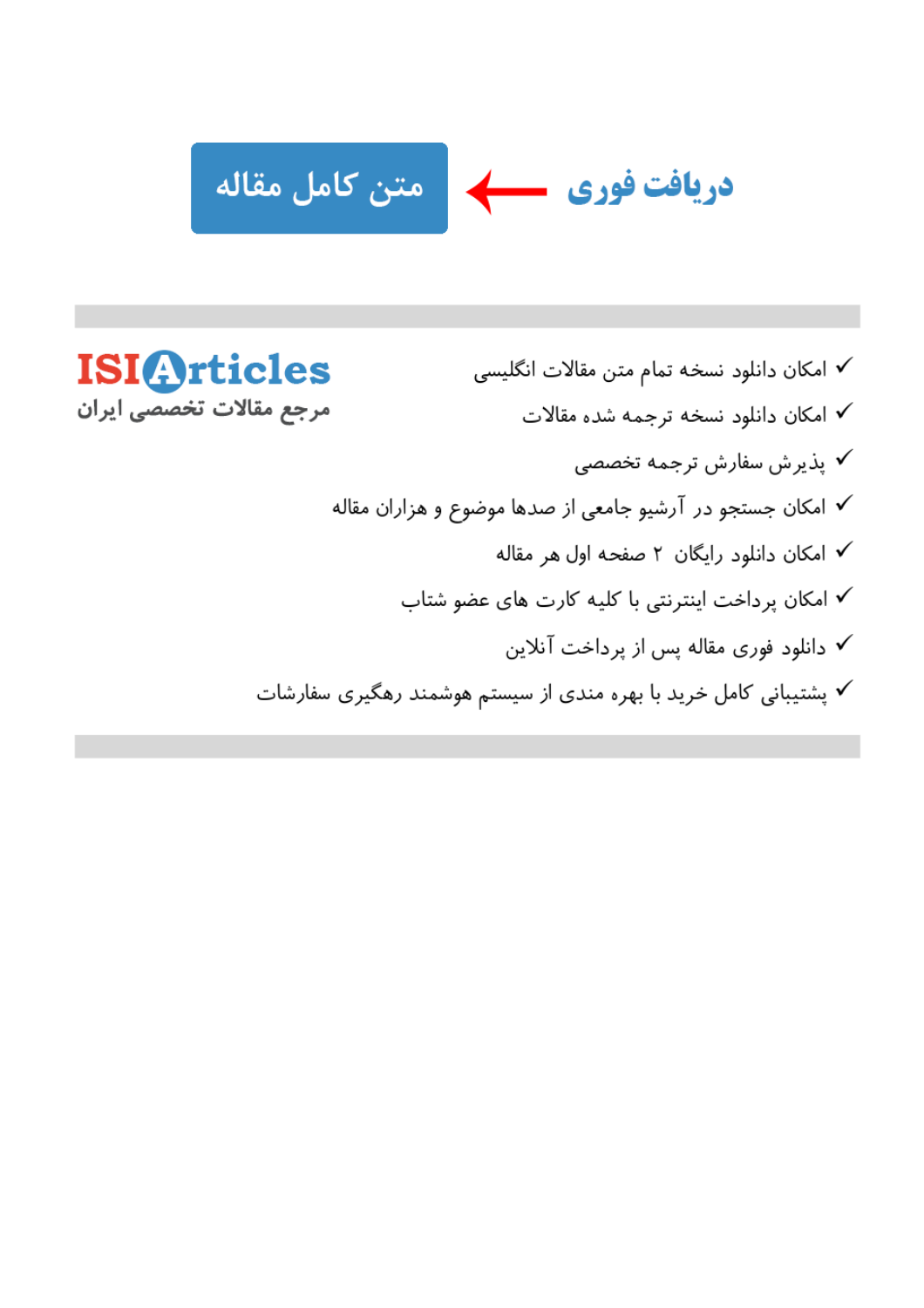**متن کامل مقاله** ← **دریافت فوری**

**ISIArticles**
مرجع مقالات تخصصی ایران

- ✓ امکان دانلود نسخه تمام متن مقالات انگلیسی
- ✓ امکان دانلود نسخه ترجمه شده مقالات
- ✓ پذیرش سفارش ترجمه تخصصی
- ✓ امکان جستجو در آرشیو جامعی از صدها موضوع و هزاران مقاله
- ✓ امکان دانلود رایگان ۲ صفحه اول هر مقاله
- ✓ امکان پرداخت اینترنتی با کلیه کارت های عضو شتاب
- ✓ دانلود فوری مقاله پس از پرداخت آنلاین
- ✓ پشتیبانی کامل خرید با بهره مندی از سیستم هوشمند رهگیری سفارشات